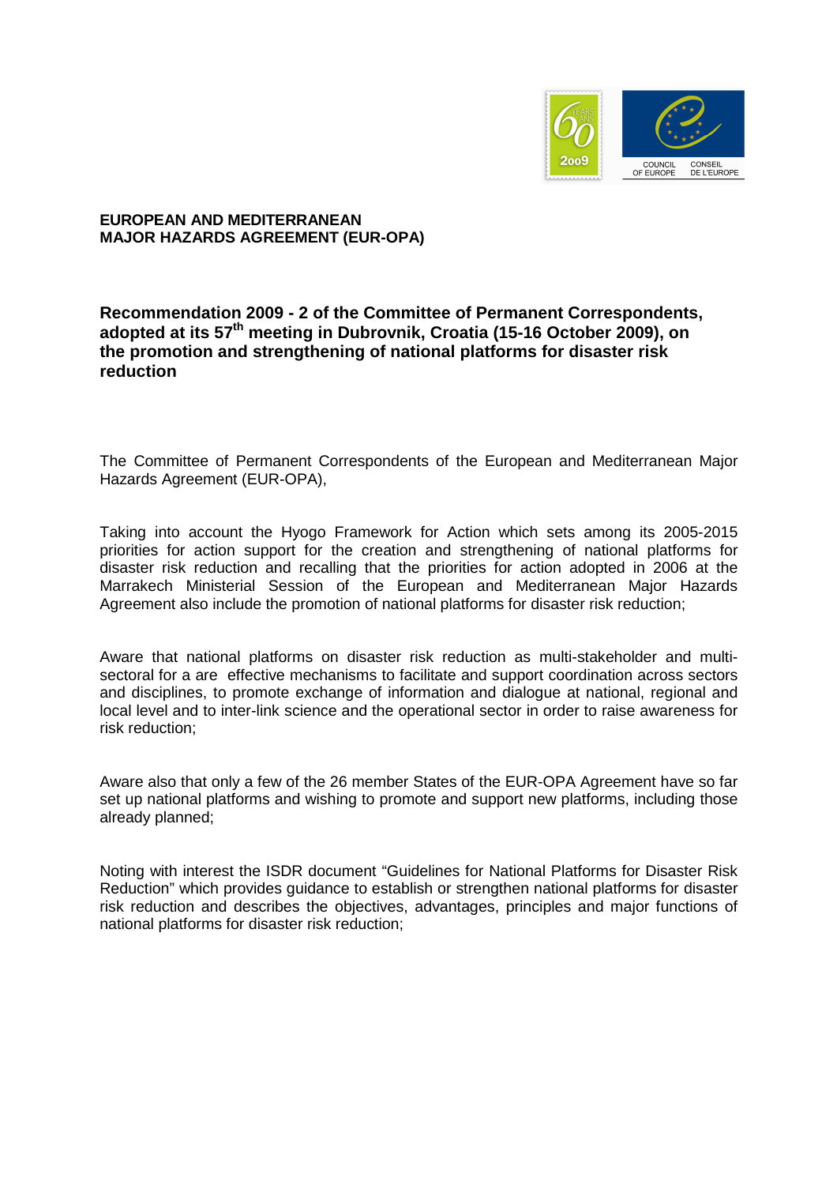**EUROPEAN AND MEDITERRANEAN MAJOR HAZARDS AGREEMENT (EUR-OPA)**

# Recommendation 2009 - 2 of the Committee of Permanent Correspondents, adopted at its 57th meeting in Dubrovnik, Croatia (15-16 October 2009), on the promotion and strengthening of national platforms for disaster risk reduction

The Committee of Permanent Correspondents of the European and Mediterranean Major Hazards Agreement (EUR-OPA),

Taking into account the Hyogo Framework for Action which sets among its 2005-2015 priorities for action support for the creation and strengthening of national platforms for disaster risk reduction and recalling that the priorities for action adopted in 2006 at the Marrakech Ministerial Session of the European and Mediterranean Major Hazards Agreement also include the promotion of national platforms for disaster risk reduction;

Aware that national platforms on disaster risk reduction as multi-stakeholder and multi-sectoral for a are effective mechanisms to facilitate and support coordination across sectors and disciplines, to promote exchange of information and dialogue at national, regional and local level and to inter-link science and the operational sector in order to raise awareness for risk reduction;

Aware also that only a few of the 26 member States of the EUR-OPA Agreement have so far set up national platforms and wishing to promote and support new platforms, including those already planned;

Noting with interest the ISDR document "Guidelines for National Platforms for Disaster Risk Reduction" which provides guidance to establish or strengthen national platforms for disaster risk reduction and describes the objectives, advantages, principles and major functions of national platforms for disaster risk reduction;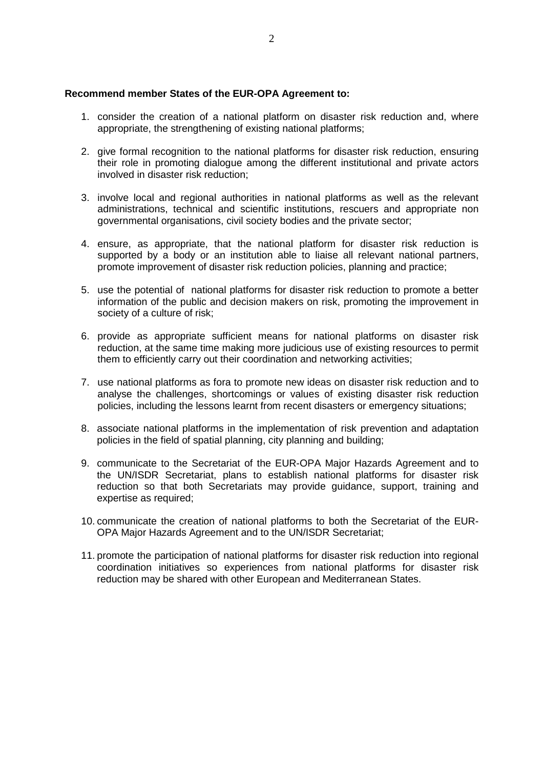**Recommend member States of the EUR-OPA Agreement to:**

1. consider the creation of a national platform on disaster risk reduction and, where appropriate, the strengthening of existing national platforms;

2. give formal recognition to the national platforms for disaster risk reduction, ensuring their role in promoting dialogue among the different institutional and private actors involved in disaster risk reduction;

3. involve local and regional authorities in national platforms as well as the relevant administrations, technical and scientific institutions, rescuers and appropriate non governmental organisations, civil society bodies and the private sector;

4. ensure, as appropriate, that the national platform for disaster risk reduction is supported by a body or an institution able to liaise all relevant national partners, promote improvement of disaster risk reduction policies, planning and practice;

5. use the potential of national platforms for disaster risk reduction to promote a better information of the public and decision makers on risk, promoting the improvement in society of a culture of risk;

6. provide as appropriate sufficient means for national platforms on disaster risk reduction, at the same time making more judicious use of existing resources to permit them to efficiently carry out their coordination and networking activities;

7. use national platforms as fora to promote new ideas on disaster risk reduction and to analyse the challenges, shortcomings or values of existing disaster risk reduction policies, including the lessons learnt from recent disasters or emergency situations;

8. associate national platforms in the implementation of risk prevention and adaptation policies in the field of spatial planning, city planning and building;

9. communicate to the Secretariat of the EUR-OPA Major Hazards Agreement and to the UN/ISDR Secretariat, plans to establish national platforms for disaster risk reduction so that both Secretariats may provide guidance, support, training and expertise as required;

10. communicate the creation of national platforms to both the Secretariat of the EUR-OPA Major Hazards Agreement and to the UN/ISDR Secretariat;

11. promote the participation of national platforms for disaster risk reduction into regional coordination initiatives so experiences from national platforms for disaster risk reduction may be shared with other European and Mediterranean States.